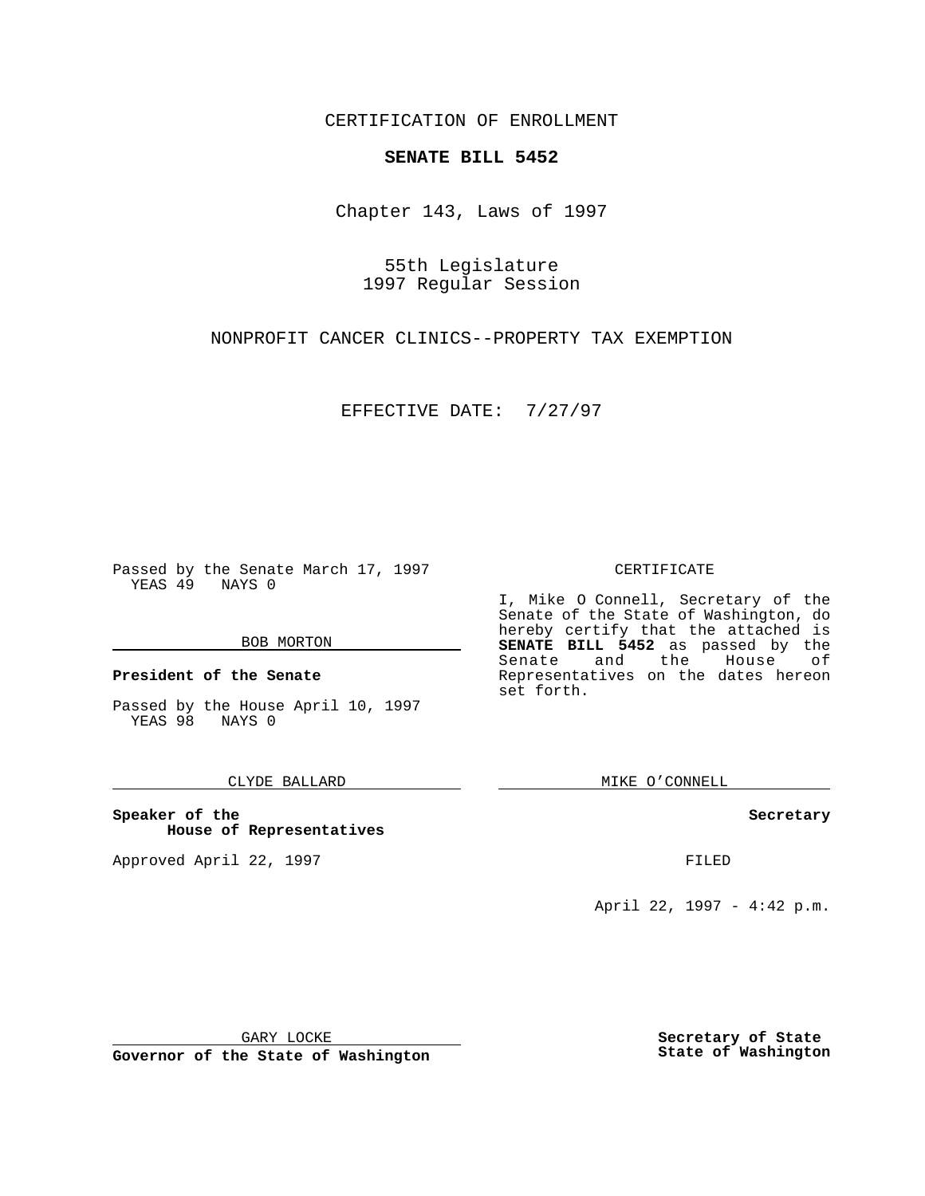CERTIFICATION OF ENROLLMENT

**SENATE BILL 5452**

Chapter 143, Laws of 1997

55th Legislature
1997 Regular Session

NONPROFIT CANCER CLINICS--PROPERTY TAX EXEMPTION

EFFECTIVE DATE: 7/27/97

Passed by the Senate March 17, 1997
YEAS 49 NAYS 0

BOB MORTON

**President of the Senate**

Passed by the House April 10, 1997
YEAS 98 NAYS 0

CLYDE BALLARD

**Speaker of the House of Representatives**

Approved April 22, 1997

GARY LOCKE

**Governor of the State of Washington**

CERTIFICATE

I, Mike O Connell, Secretary of the Senate of the State of Washington, do hereby certify that the attached is **SENATE BILL 5452** as passed by the Senate and the House of Representatives on the dates hereon set forth.

MIKE O'CONNELL

**Secretary**

FILED

April 22, 1997 - 4:42 p.m.

**Secretary of State**
**State of Washington**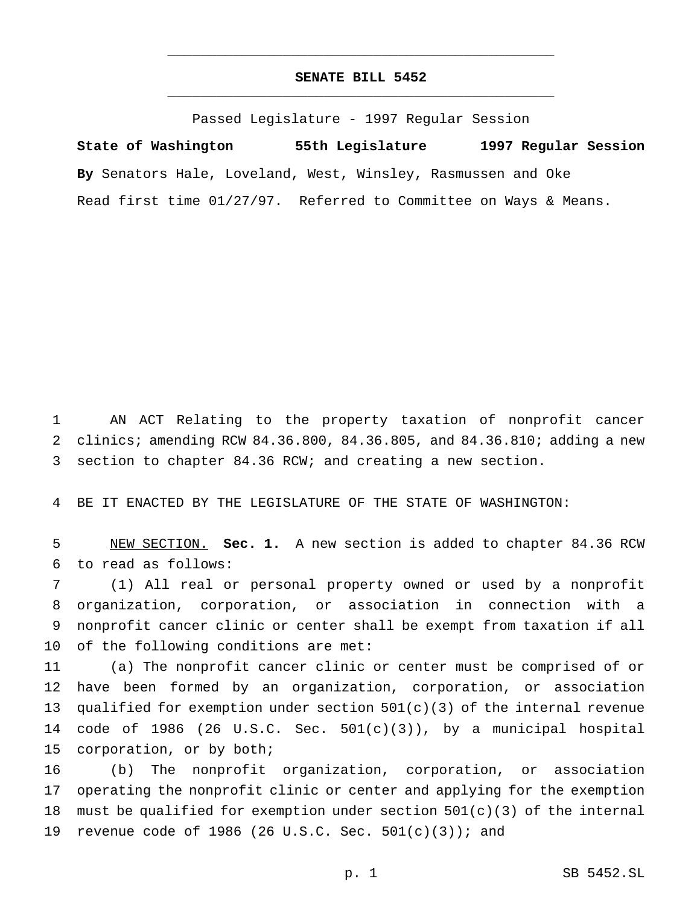# SENATE BILL 5452

Passed Legislature - 1997 Regular Session

**State of Washington 55th Legislature 1997 Regular Session**

**By** Senators Hale, Loveland, West, Winsley, Rasmussen and Oke

Read first time 01/27/97. Referred to Committee on Ways & Means.

AN ACT Relating to the property taxation of nonprofit cancer clinics; amending RCW 84.36.800, 84.36.805, and 84.36.810; adding a new section to chapter 84.36 RCW; and creating a new section.

BE IT ENACTED BY THE LEGISLATURE OF THE STATE OF WASHINGTON:

NEW SECTION. **Sec. 1.** A new section is added to chapter 84.36 RCW to read as follows:

(1) All real or personal property owned or used by a nonprofit organization, corporation, or association in connection with a nonprofit cancer clinic or center shall be exempt from taxation if all of the following conditions are met:

(a) The nonprofit cancer clinic or center must be comprised of or have been formed by an organization, corporation, or association qualified for exemption under section 501(c)(3) of the internal revenue code of 1986 (26 U.S.C. Sec. 501(c)(3)), by a municipal hospital corporation, or by both;

(b) The nonprofit organization, corporation, or association operating the nonprofit clinic or center and applying for the exemption must be qualified for exemption under section 501(c)(3) of the internal revenue code of 1986 (26 U.S.C. Sec. 501(c)(3)); and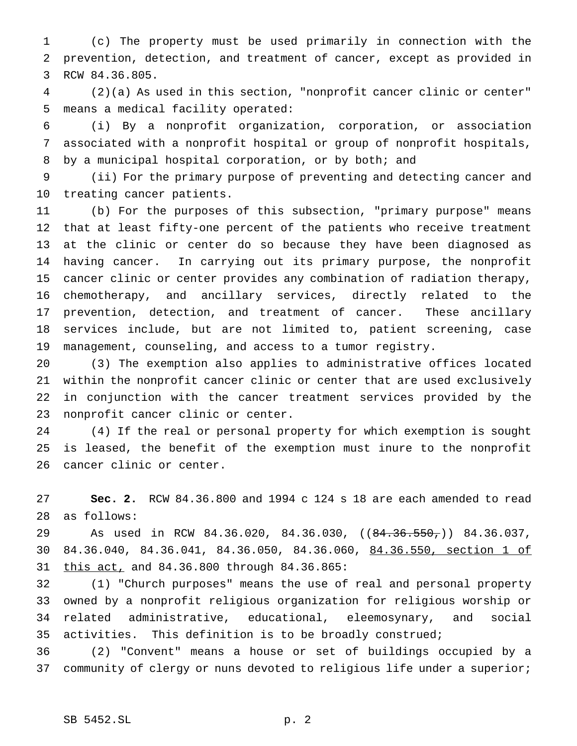(c) The property must be used primarily in connection with the prevention, detection, and treatment of cancer, except as provided in RCW 84.36.805.

(2)(a) As used in this section, "nonprofit cancer clinic or center" means a medical facility operated:

(i) By a nonprofit organization, corporation, or association associated with a nonprofit hospital or group of nonprofit hospitals, by a municipal hospital corporation, or by both; and

(ii) For the primary purpose of preventing and detecting cancer and treating cancer patients.

(b) For the purposes of this subsection, "primary purpose" means that at least fifty-one percent of the patients who receive treatment at the clinic or center do so because they have been diagnosed as having cancer. In carrying out its primary purpose, the nonprofit cancer clinic or center provides any combination of radiation therapy, chemotherapy, and ancillary services, directly related to the prevention, detection, and treatment of cancer. These ancillary services include, but are not limited to, patient screening, case management, counseling, and access to a tumor registry.

(3) The exemption also applies to administrative offices located within the nonprofit cancer clinic or center that are used exclusively in conjunction with the cancer treatment services provided by the nonprofit cancer clinic or center.

(4) If the real or personal property for which exemption is sought is leased, the benefit of the exemption must inure to the nonprofit cancer clinic or center.

**Sec. 2.** RCW 84.36.800 and 1994 c 124 s 18 are each amended to read as follows:

As used in RCW 84.36.020, 84.36.030, ((~~84.36.550,~~)) 84.36.037, 84.36.040, 84.36.041, 84.36.050, 84.36.060, 84.36.550, section 1 of this act, and 84.36.800 through 84.36.865:

(1) "Church purposes" means the use of real and personal property owned by a nonprofit religious organization for religious worship or related administrative, educational, eleemosynary, and social activities. This definition is to be broadly construed;

(2) "Convent" means a house or set of buildings occupied by a community of clergy or nuns devoted to religious life under a superior;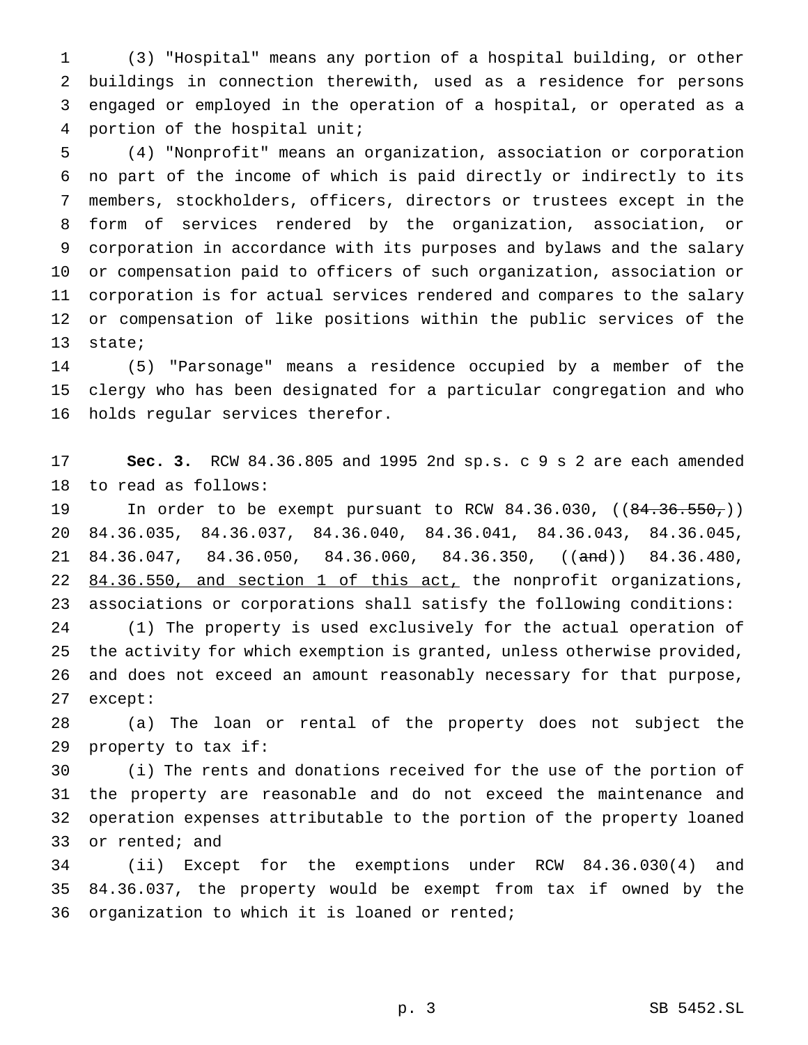(3) "Hospital" means any portion of a hospital building, or other buildings in connection therewith, used as a residence for persons engaged or employed in the operation of a hospital, or operated as a portion of the hospital unit;

(4) "Nonprofit" means an organization, association or corporation no part of the income of which is paid directly or indirectly to its members, stockholders, officers, directors or trustees except in the form of services rendered by the organization, association, or corporation in accordance with its purposes and bylaws and the salary or compensation paid to officers of such organization, association or corporation is for actual services rendered and compares to the salary or compensation of like positions within the public services of the state;

(5) "Parsonage" means a residence occupied by a member of the clergy who has been designated for a particular congregation and who holds regular services therefor.

**Sec. 3.** RCW 84.36.805 and 1995 2nd sp.s. c 9 s 2 are each amended to read as follows:

In order to be exempt pursuant to RCW 84.36.030, ((~~84.36.550,~~)) 84.36.035, 84.36.037, 84.36.040, 84.36.041, 84.36.043, 84.36.045, 84.36.047, 84.36.050, 84.36.060, 84.36.350, ((~~and~~)) 84.36.480, <u>84.36.550, and section 1 of this act,</u> the nonprofit organizations, associations or corporations shall satisfy the following conditions:

(1) The property is used exclusively for the actual operation of the activity for which exemption is granted, unless otherwise provided, and does not exceed an amount reasonably necessary for that purpose, except:

(a) The loan or rental of the property does not subject the property to tax if:

(i) The rents and donations received for the use of the portion of the property are reasonable and do not exceed the maintenance and operation expenses attributable to the portion of the property loaned or rented; and

(ii) Except for the exemptions under RCW 84.36.030(4) and 84.36.037, the property would be exempt from tax if owned by the organization to which it is loaned or rented;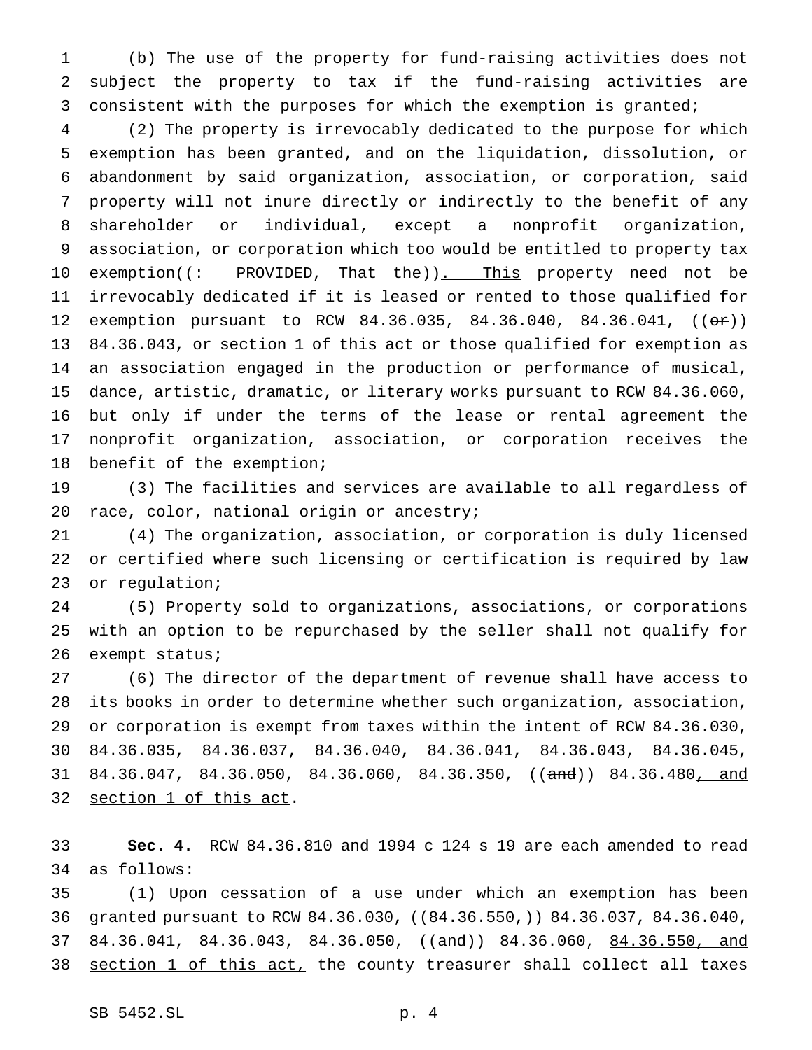(b) The use of the property for fund-raising activities does not subject the property to tax if the fund-raising activities are consistent with the purposes for which the exemption is granted;

(2) The property is irrevocably dedicated to the purpose for which exemption has been granted, and on the liquidation, dissolution, or abandonment by said organization, association, or corporation, said property will not inure directly or indirectly to the benefit of any shareholder or individual, except a nonprofit organization, association, or corporation which too would be entitled to property tax exemption((~~: PROVIDED, That the~~)). This property need not be irrevocably dedicated if it is leased or rented to those qualified for exemption pursuant to RCW 84.36.035, 84.36.040, 84.36.041, ((~~or~~)) 84.36.043, or section 1 of this act or those qualified for exemption as an association engaged in the production or performance of musical, dance, artistic, dramatic, or literary works pursuant to RCW 84.36.060, but only if under the terms of the lease or rental agreement the nonprofit organization, association, or corporation receives the benefit of the exemption;

(3) The facilities and services are available to all regardless of race, color, national origin or ancestry;

(4) The organization, association, or corporation is duly licensed or certified where such licensing or certification is required by law or regulation;

(5) Property sold to organizations, associations, or corporations with an option to be repurchased by the seller shall not qualify for exempt status;

(6) The director of the department of revenue shall have access to its books in order to determine whether such organization, association, or corporation is exempt from taxes within the intent of RCW 84.36.030, 84.36.035, 84.36.037, 84.36.040, 84.36.041, 84.36.043, 84.36.045, 84.36.047, 84.36.050, 84.36.060, 84.36.350, ((~~and~~)) 84.36.480, and section 1 of this act.

**Sec. 4.** RCW 84.36.810 and 1994 c 124 s 19 are each amended to read as follows:

(1) Upon cessation of a use under which an exemption has been granted pursuant to RCW 84.36.030, ((~~84.36.550,~~)) 84.36.037, 84.36.040, 84.36.041, 84.36.043, 84.36.050, ((~~and~~)) 84.36.060, 84.36.550, and section 1 of this act, the county treasurer shall collect all taxes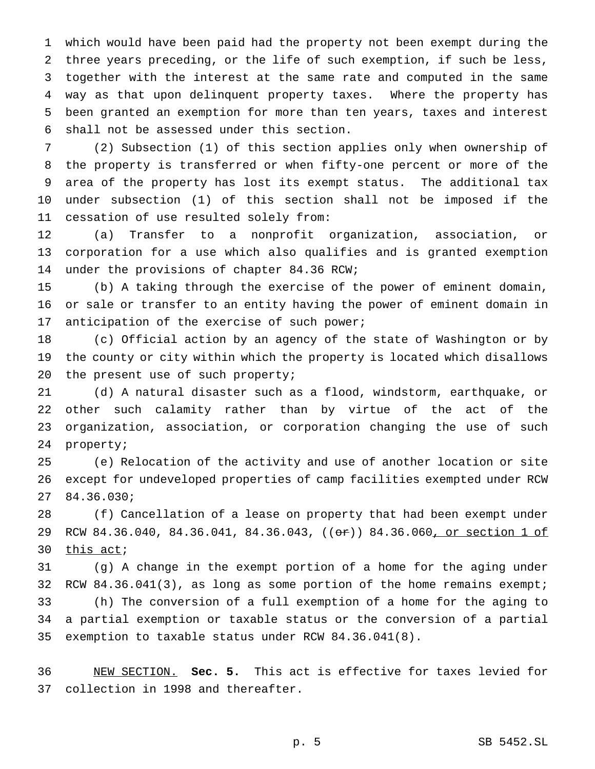which would have been paid had the property not been exempt during the three years preceding, or the life of such exemption, if such be less, together with the interest at the same rate and computed in the same way as that upon delinquent property taxes. Where the property has been granted an exemption for more than ten years, taxes and interest shall not be assessed under this section.

(2) Subsection (1) of this section applies only when ownership of the property is transferred or when fifty-one percent or more of the area of the property has lost its exempt status. The additional tax under subsection (1) of this section shall not be imposed if the cessation of use resulted solely from:

(a) Transfer to a nonprofit organization, association, or corporation for a use which also qualifies and is granted exemption under the provisions of chapter 84.36 RCW;

(b) A taking through the exercise of the power of eminent domain, or sale or transfer to an entity having the power of eminent domain in anticipation of the exercise of such power;

(c) Official action by an agency of the state of Washington or by the county or city within which the property is located which disallows the present use of such property;

(d) A natural disaster such as a flood, windstorm, earthquake, or other such calamity rather than by virtue of the act of the organization, association, or corporation changing the use of such property;

(e) Relocation of the activity and use of another location or site except for undeveloped properties of camp facilities exempted under RCW 84.36.030;

(f) Cancellation of a lease on property that had been exempt under RCW 84.36.040, 84.36.041, 84.36.043, ((~~or~~)) 84.36.060, or section 1 of this act;

(g) A change in the exempt portion of a home for the aging under RCW 84.36.041(3), as long as some portion of the home remains exempt;

(h) The conversion of a full exemption of a home for the aging to a partial exemption or taxable status or the conversion of a partial exemption to taxable status under RCW 84.36.041(8).

NEW SECTION. **Sec. 5.** This act is effective for taxes levied for collection in 1998 and thereafter.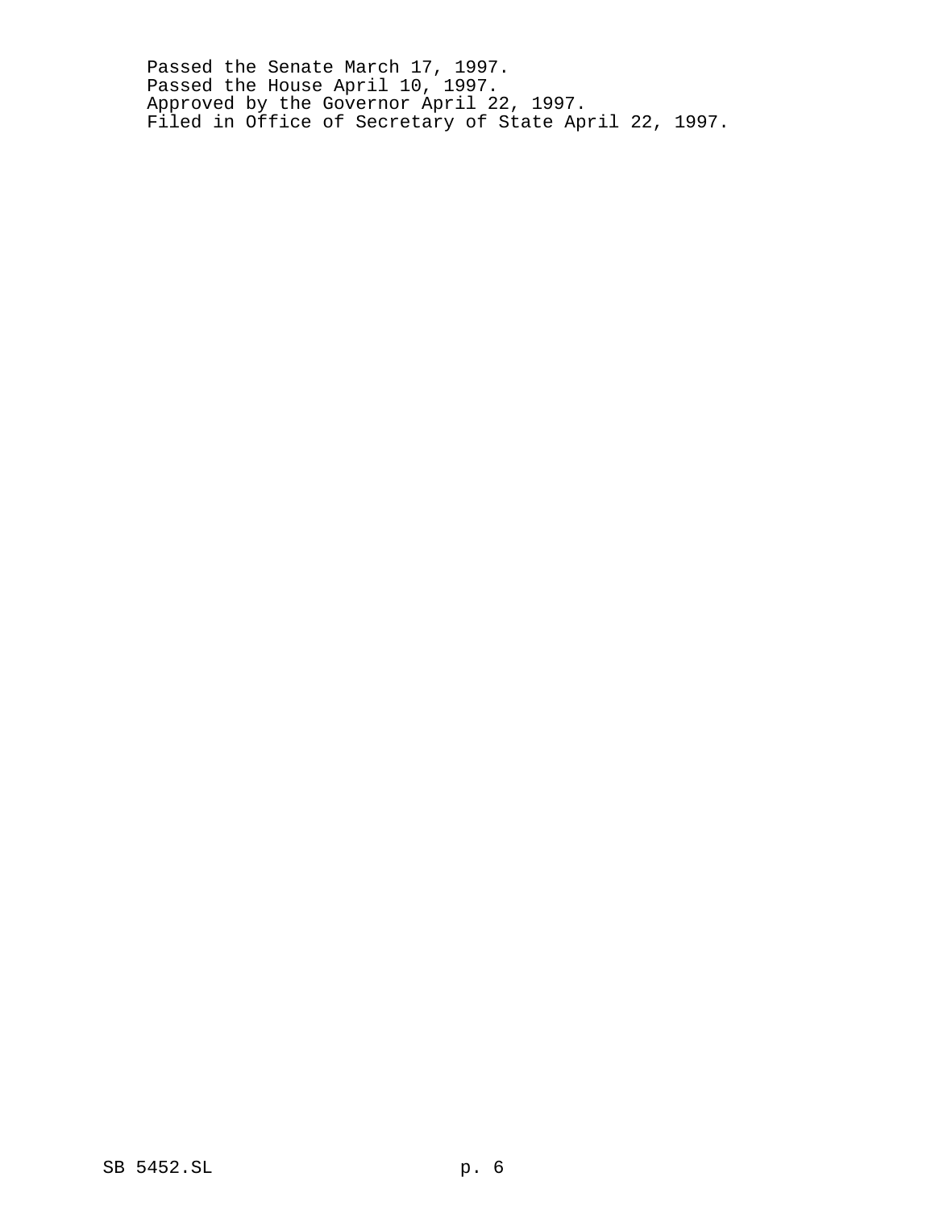Passed the Senate March 17, 1997.
Passed the House April 10, 1997.
Approved by the Governor April 22, 1997.
Filed in Office of Secretary of State April 22, 1997.